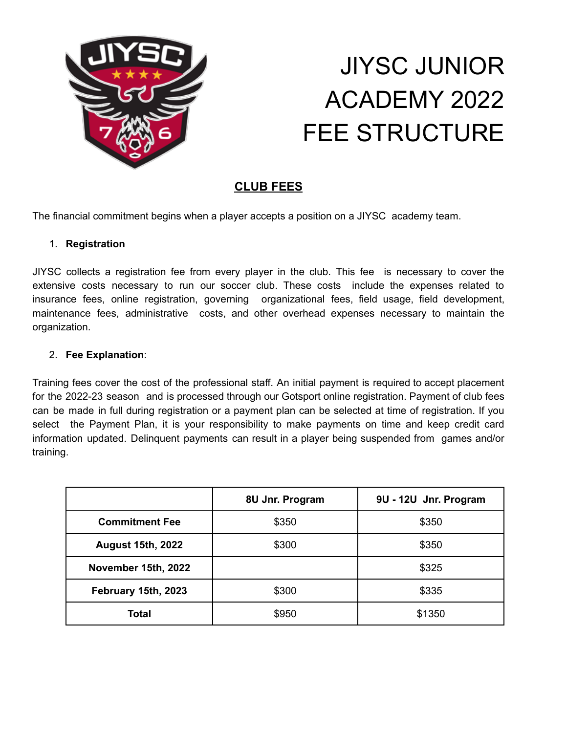# JIYSC JUNIOR ACADEMY 2022 FEE STRUCTURE

## CLUB FEES

The financial commitment begins when a player accepts a position on a JIYSC academy team.

1. **Registration**

JIYSC collects a registration fee from every player in the club. This fee is necessary to cover the extensive costs necessary to run our soccer club. These costs include the expenses related to insurance fees, online registration, governing organizational fees, field usage, field development, maintenance fees, administrative costs, and other overhead expenses necessary to maintain the organization.

2. **Fee Explanation**:

Training fees cover the cost of the professional staff. An initial payment is required to accept placement for the 2022-23 season and is processed through our Gotsport online registration. Payment of club fees can be made in full during registration or a payment plan can be selected at time of registration. If you select the Payment Plan, it is your responsibility to make payments on time and keep credit card information updated. Delinquent payments can result in a player being suspended from games and/or training.

| | 8U Jnr. Program | 9U - 12U Jnr. Program |
|---|---|---|
| **Commitment Fee** | $350 | $350 |
| **August 15th, 2022** | $300 | $350 |
| **November 15th, 2022** | | $325 |
| **February 15th, 2023** | $300 | $335 |
| **Total** | $950 | $1350 |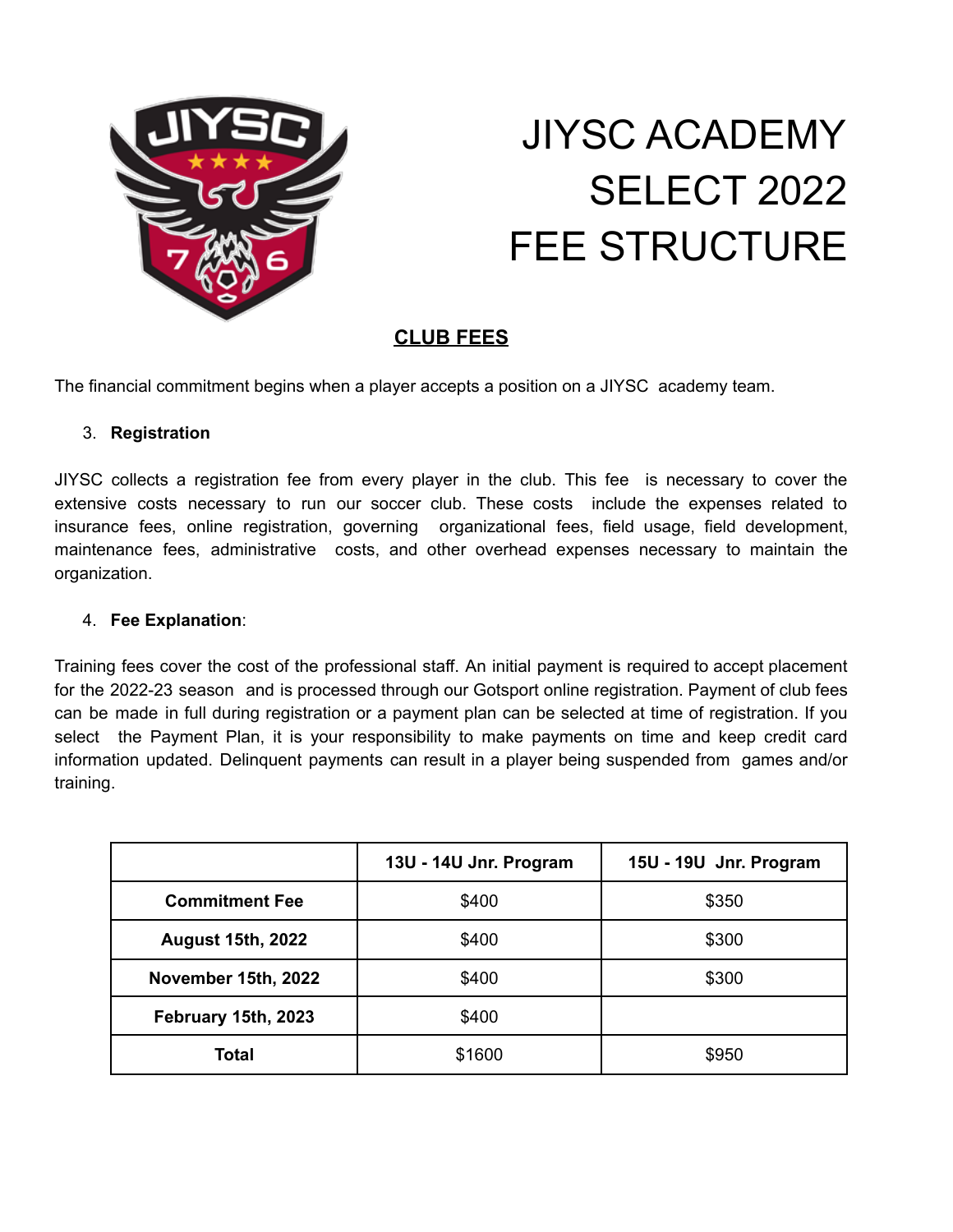# JIYSC ACADEMY SELECT 2022 FEE STRUCTURE

## CLUB FEES

The financial commitment begins when a player accepts a position on a JIYSC academy team.

3. **Registration**

JIYSC collects a registration fee from every player in the club. This fee is necessary to cover the extensive costs necessary to run our soccer club. These costs include the expenses related to insurance fees, online registration, governing organizational fees, field usage, field development, maintenance fees, administrative costs, and other overhead expenses necessary to maintain the organization.

4. **Fee Explanation**:

Training fees cover the cost of the professional staff. An initial payment is required to accept placement for the 2022-23 season and is processed through our Gotsport online registration. Payment of club fees can be made in full during registration or a payment plan can be selected at time of registration. If you select the Payment Plan, it is your responsibility to make payments on time and keep credit card information updated. Delinquent payments can result in a player being suspended from games and/or training.

| | 13U - 14U Jnr. Program | 15U - 19U Jnr. Program |
|---|---|---|
| **Commitment Fee** | $400 | $350 |
| **August 15th, 2022** | $400 | $300 |
| **November 15th, 2022** | $400 | $300 |
| **February 15th, 2023** | $400 | |
| **Total** | $1600 | $950 |